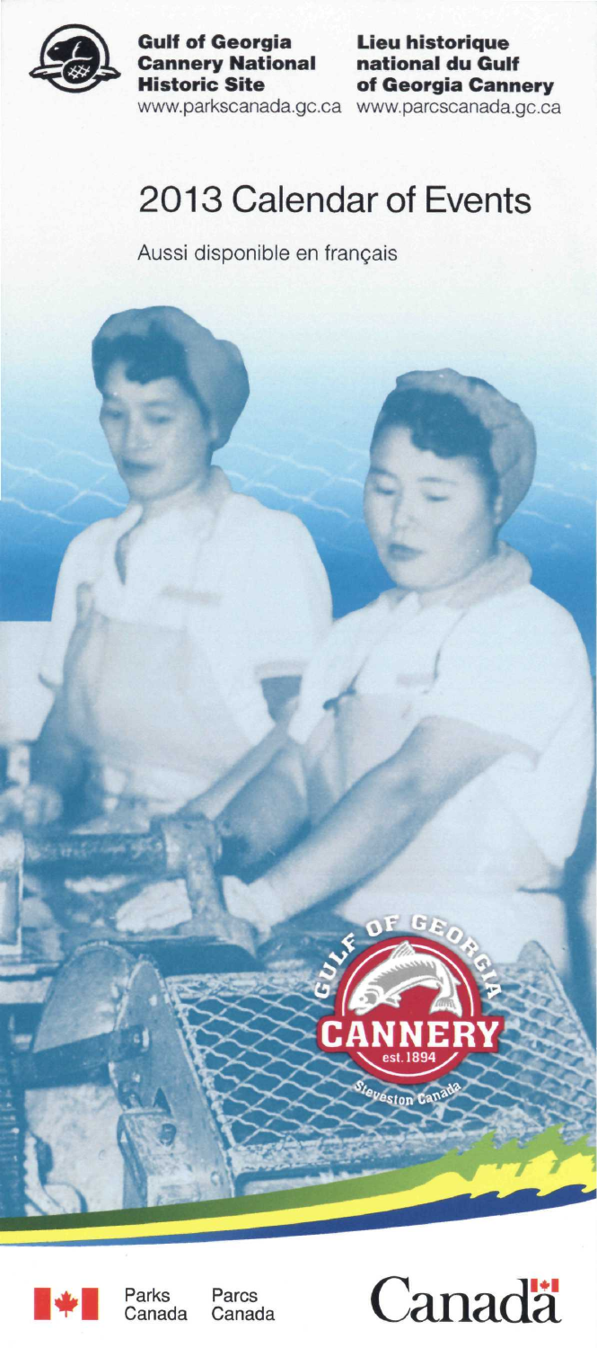**Gulf of Georgia Cannery National Historic Site**
www.parkscanada.gc.ca

**Lieu historique national du Gulf of Georgia Cannery**
www.parcscanada.gc.ca

# 2013 Calendar of Events

Aussi disponible en français

Gulf of Georgia Cannery est. 1894 Steveston Canada

Parks Canada Parcs Canada

Canada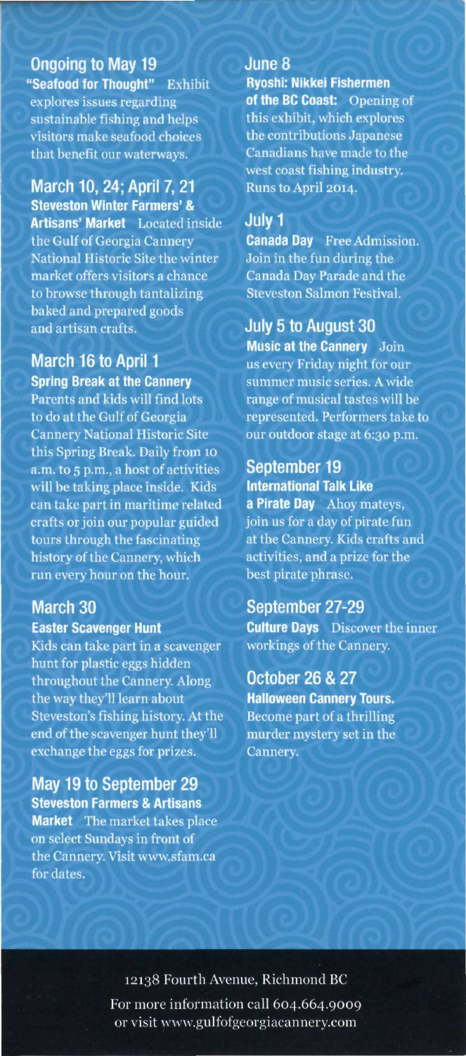## Ongoing to May 19

**"Seafood for Thought"** Exhibit explores issues regarding sustainable fishing and helps visitors make seafood choices that benefit our waterways.

## March 10, 24; April 7, 21

**Steveston Winter Farmers' & Artisans' Market** Located inside the Gulf of Georgia Cannery National Historic Site the winter market offers visitors a chance to browse through tantalizing baked and prepared goods and artisan crafts.

## March 16 to April 1

**Spring Break at the Cannery**

Parents and kids will find lots to do at the Gulf of Georgia Cannery National Historic Site this Spring Break. Daily from 10 a.m. to 5 p.m., a host of activities will be taking place inside. Kids can take part in maritime related crafts or join our popular guided tours through the fascinating history of the Cannery, which run every hour on the hour.

## March 30

**Easter Scavenger Hunt**

Kids can take part in a scavenger hunt for plastic eggs hidden throughout the Cannery. Along the way they'll learn about Steveston's fishing history. At the end of the scavenger hunt they'll exchange the eggs for prizes.

## May 19 to September 29

**Steveston Farmers & Artisans Market** The market takes place on select Sundays in front of the Cannery. Visit www.sfam.ca for dates.

## June 8

**Ryoshi: Nikkei Fishermen of the BC Coast:** Opening of this exhibit, which explores the contributions Japanese Canadians have made to the west coast fishing industry. Runs to April 2014.

## July 1

**Canada Day** Free Admission. Join in the fun during the Canada Day Parade and the Steveston Salmon Festival.

## July 5 to August 30

**Music at the Cannery** Join us every Friday night for our summer music series. A wide range of musical tastes will be represented. Performers take to our outdoor stage at 6:30 p.m.

## September 19

**International Talk Like a Pirate Day** Ahoy mateys, join us for a day of pirate fun at the Cannery. Kids crafts and activities, and a prize for the best pirate phrase.

## September 27-29

**Culture Days** Discover the inner workings of the Cannery.

## October 26 & 27

**Halloween Cannery Tours.** Become part of a thrilling murder mystery set in the Cannery.

12138 Fourth Avenue, Richmond BC

For more information call 604.664.9009 or visit www.gulfofgeorgiacannery.com